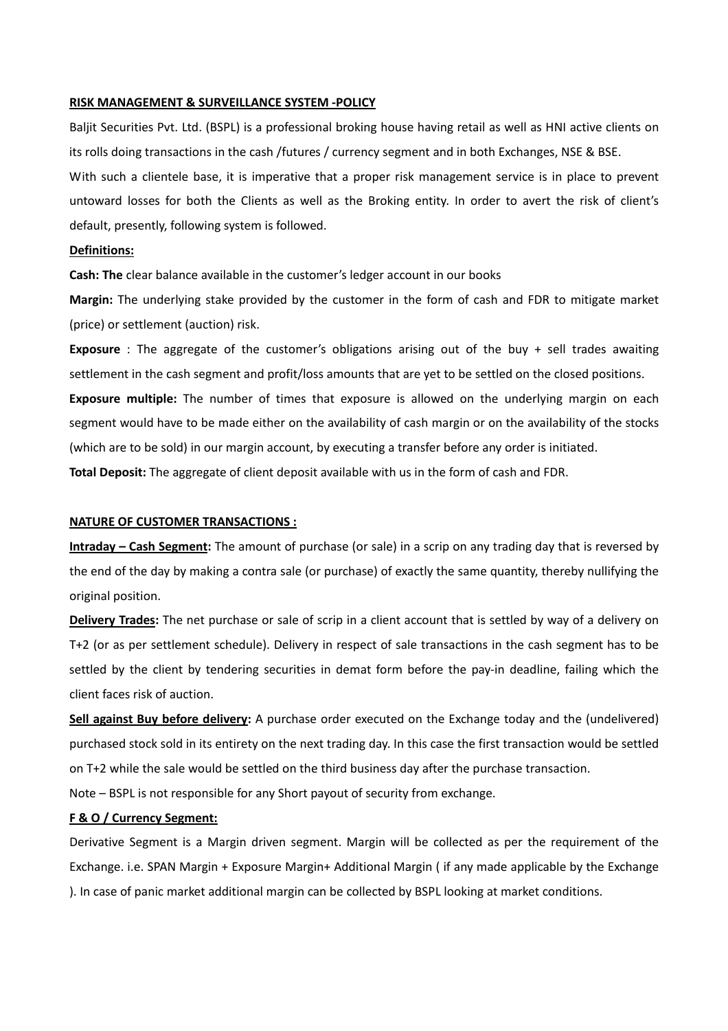**RISK MANAGEMENT & SURVEILLANCE SYSTEM -POLICY**

Baljit Securities Pvt. Ltd. (BSPL) is a professional broking house having retail as well as HNI active clients on its rolls doing transactions in the cash /futures / currency segment and in both Exchanges, NSE & BSE.

With such a clientele base, it is imperative that a proper risk management service is in place to prevent untoward losses for both the Clients as well as the Broking entity. In order to avert the risk of client's default, presently, following system is followed.

**Definitions:**

**Cash: The** clear balance available in the customer's ledger account in our books

**Margin:** The underlying stake provided by the customer in the form of cash and FDR to mitigate market (price) or settlement (auction) risk.

**Exposure** : The aggregate of the customer's obligations arising out of the buy + sell trades awaiting settlement in the cash segment and profit/loss amounts that are yet to be settled on the closed positions.

**Exposure multiple:** The number of times that exposure is allowed on the underlying margin on each segment would have to be made either on the availability of cash margin or on the availability of the stocks (which are to be sold) in our margin account, by executing a transfer before any order is initiated.

**Total Deposit:** The aggregate of client deposit available with us in the form of cash and FDR.

**NATURE OF CUSTOMER TRANSACTIONS :**

**Intraday – Cash Segment:** The amount of purchase (or sale) in a scrip on any trading day that is reversed by the end of the day by making a contra sale (or purchase) of exactly the same quantity, thereby nullifying the original position.

**Delivery Trades:** The net purchase or sale of scrip in a client account that is settled by way of a delivery on T+2 (or as per settlement schedule). Delivery in respect of sale transactions in the cash segment has to be settled by the client by tendering securities in demat form before the pay-in deadline, failing which the client faces risk of auction.

**Sell against Buy before delivery:** A purchase order executed on the Exchange today and the (undelivered) purchased stock sold in its entirety on the next trading day. In this case the first transaction would be settled on T+2 while the sale would be settled on the third business day after the purchase transaction.

Note – BSPL is not responsible for any Short payout of security from exchange.

**F & O / Currency Segment:**

Derivative Segment is a Margin driven segment. Margin will be collected as per the requirement of the Exchange. i.e. SPAN Margin + Exposure Margin+ Additional Margin ( if any made applicable by the Exchange ). In case of panic market additional margin can be collected by BSPL looking at market conditions.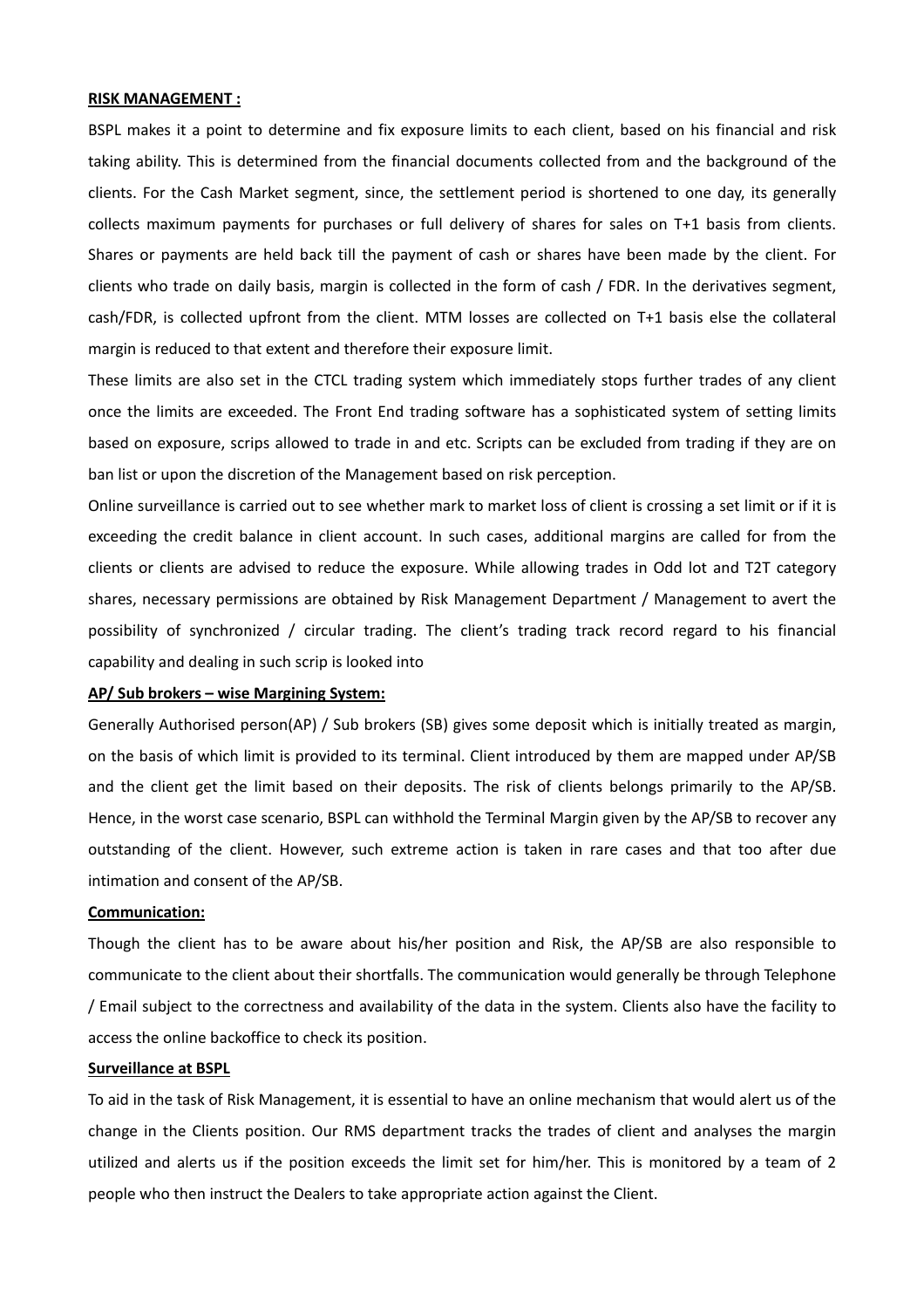**RISK MANAGEMENT :**

BSPL makes it a point to determine and fix exposure limits to each client, based on his financial and risk taking ability. This is determined from the financial documents collected from and the background of the clients. For the Cash Market segment, since, the settlement period is shortened to one day, its generally collects maximum payments for purchases or full delivery of shares for sales on T+1 basis from clients. Shares or payments are held back till the payment of cash or shares have been made by the client. For clients who trade on daily basis, margin is collected in the form of cash / FDR. In the derivatives segment, cash/FDR, is collected upfront from the client. MTM losses are collected on T+1 basis else the collateral margin is reduced to that extent and therefore their exposure limit.

These limits are also set in the CTCL trading system which immediately stops further trades of any client once the limits are exceeded. The Front End trading software has a sophisticated system of setting limits based on exposure, scrips allowed to trade in and etc. Scripts can be excluded from trading if they are on ban list or upon the discretion of the Management based on risk perception.

Online surveillance is carried out to see whether mark to market loss of client is crossing a set limit or if it is exceeding the credit balance in client account. In such cases, additional margins are called for from the clients or clients are advised to reduce the exposure. While allowing trades in Odd lot and T2T category shares, necessary permissions are obtained by Risk Management Department / Management to avert the possibility of synchronized / circular trading. The client's trading track record regard to his financial capability and dealing in such scrip is looked into

**AP/ Sub brokers – wise Margining System:**

Generally Authorised person(AP) / Sub brokers (SB) gives some deposit which is initially treated as margin, on the basis of which limit is provided to its terminal. Client introduced by them are mapped under AP/SB and the client get the limit based on their deposits. The risk of clients belongs primarily to the AP/SB. Hence, in the worst case scenario, BSPL can withhold the Terminal Margin given by the AP/SB to recover any outstanding of the client. However, such extreme action is taken in rare cases and that too after due intimation and consent of the AP/SB.

**Communication:**

Though the client has to be aware about his/her position and Risk, the AP/SB are also responsible to communicate to the client about their shortfalls. The communication would generally be through Telephone / Email subject to the correctness and availability of the data in the system. Clients also have the facility to access the online backoffice to check its position.

**Surveillance at BSPL**

To aid in the task of Risk Management, it is essential to have an online mechanism that would alert us of the change in the Clients position. Our RMS department tracks the trades of client and analyses the margin utilized and alerts us if the position exceeds the limit set for him/her. This is monitored by a team of 2 people who then instruct the Dealers to take appropriate action against the Client.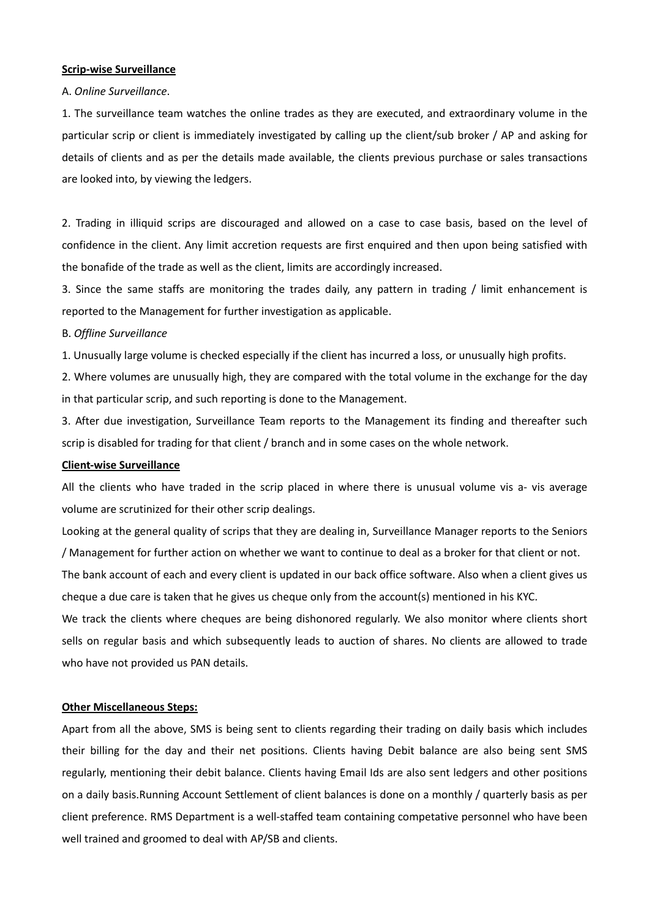**Scrip-wise Surveillance**

A. *Online Surveillance*.

1. The surveillance team watches the online trades as they are executed, and extraordinary volume in the particular scrip or client is immediately investigated by calling up the client/sub broker / AP and asking for details of clients and as per the details made available, the clients previous purchase or sales transactions are looked into, by viewing the ledgers.

2. Trading in illiquid scrips are discouraged and allowed on a case to case basis, based on the level of confidence in the client. Any limit accretion requests are first enquired and then upon being satisfied with the bonafide of the trade as well as the client, limits are accordingly increased.

3. Since the same staffs are monitoring the trades daily, any pattern in trading / limit enhancement is reported to the Management for further investigation as applicable.

B. *Offline Surveillance*

1. Unusually large volume is checked especially if the client has incurred a loss, or unusually high profits.

2. Where volumes are unusually high, they are compared with the total volume in the exchange for the day in that particular scrip, and such reporting is done to the Management.

3. After due investigation, Surveillance Team reports to the Management its finding and thereafter such scrip is disabled for trading for that client / branch and in some cases on the whole network.

**Client-wise Surveillance**

All the clients who have traded in the scrip placed in where there is unusual volume vis a- vis average volume are scrutinized for their other scrip dealings.

Looking at the general quality of scrips that they are dealing in, Surveillance Manager reports to the Seniors / Management for further action on whether we want to continue to deal as a broker for that client or not.

The bank account of each and every client is updated in our back office software. Also when a client gives us cheque a due care is taken that he gives us cheque only from the account(s) mentioned in his KYC.

We track the clients where cheques are being dishonored regularly. We also monitor where clients short sells on regular basis and which subsequently leads to auction of shares. No clients are allowed to trade who have not provided us PAN details.

**Other Miscellaneous Steps:**

Apart from all the above, SMS is being sent to clients regarding their trading on daily basis which includes their billing for the day and their net positions. Clients having Debit balance are also being sent SMS regularly, mentioning their debit balance. Clients having Email Ids are also sent ledgers and other positions on a daily basis.Running Account Settlement of client balances is done on a monthly / quarterly basis as per client preference. RMS Department is a well-staffed team containing competative personnel who have been well trained and groomed to deal with AP/SB and clients.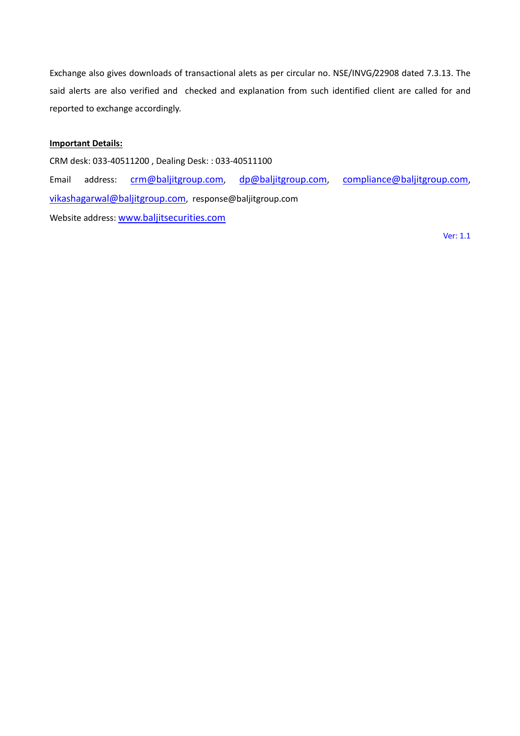Exchange also gives downloads of transactional alets as per circular no. NSE/INVG/22908 dated 7.3.13. The said alerts are also verified and checked and explanation from such identified client are called for and reported to exchange accordingly.

**Important Details:**

CRM desk: 033-40511200 , Dealing Desk: : 033-40511100

Email address: crm@baljitgroup.com, dp@baljitgroup.com, compliance@baljitgroup.com, vikashagarwal@baljitgroup.com, response@baljitgroup.com

Website address: www.baljitsecurities.com

Ver: 1.1